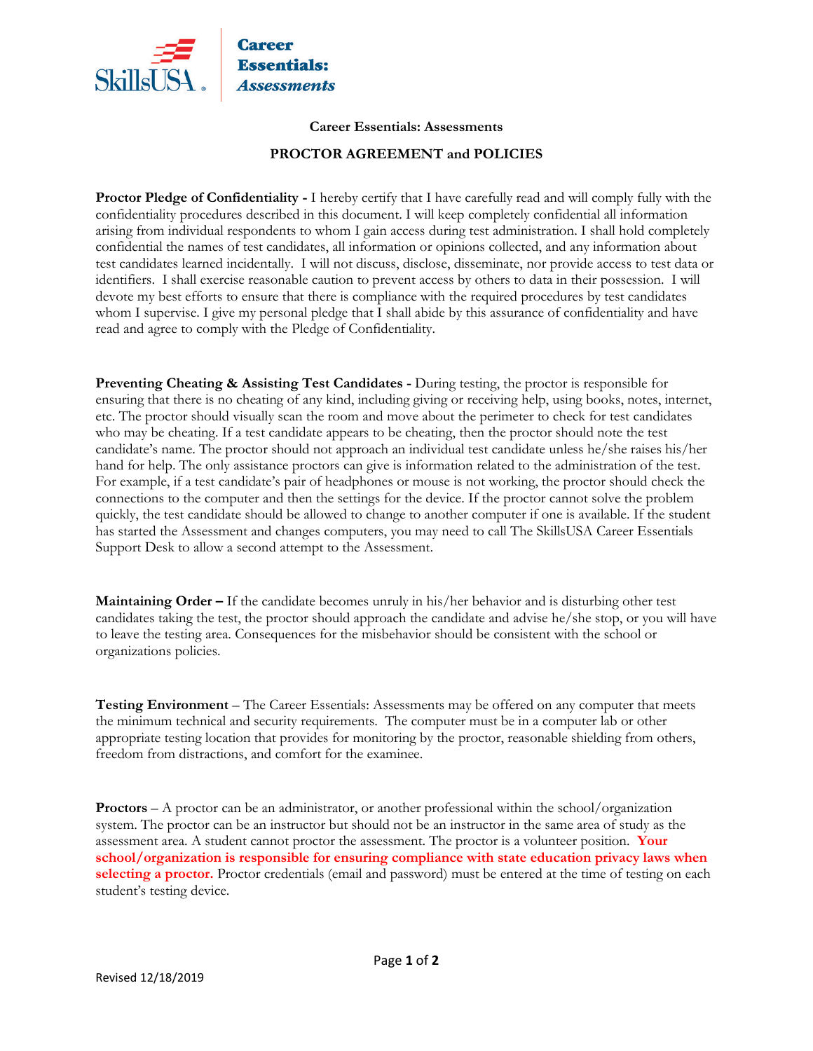# Career Essentials: Assessments

## PROCTOR AGREEMENT and POLICIES

**Proctor Pledge of Confidentiality -** I hereby certify that I have carefully read and will comply fully with the confidentiality procedures described in this document. I will keep completely confidential all information arising from individual respondents to whom I gain access during test administration. I shall hold completely confidential the names of test candidates, all information or opinions collected, and any information about test candidates learned incidentally. I will not discuss, disclose, disseminate, nor provide access to test data or identifiers. I shall exercise reasonable caution to prevent access by others to data in their possession. I will devote my best efforts to ensure that there is compliance with the required procedures by test candidates whom I supervise. I give my personal pledge that I shall abide by this assurance of confidentiality and have read and agree to comply with the Pledge of Confidentiality.

**Preventing Cheating & Assisting Test Candidates -** During testing, the proctor is responsible for ensuring that there is no cheating of any kind, including giving or receiving help, using books, notes, internet, etc. The proctor should visually scan the room and move about the perimeter to check for test candidates who may be cheating. If a test candidate appears to be cheating, then the proctor should note the test candidate's name. The proctor should not approach an individual test candidate unless he/she raises his/her hand for help. The only assistance proctors can give is information related to the administration of the test. For example, if a test candidate's pair of headphones or mouse is not working, the proctor should check the connections to the computer and then the settings for the device. If the proctor cannot solve the problem quickly, the test candidate should be allowed to change to another computer if one is available. If the student has started the Assessment and changes computers, you may need to call The SkillsUSA Career Essentials Support Desk to allow a second attempt to the Assessment.

**Maintaining Order –** If the candidate becomes unruly in his/her behavior and is disturbing other test candidates taking the test, the proctor should approach the candidate and advise he/she stop, or you will have to leave the testing area. Consequences for the misbehavior should be consistent with the school or organizations policies.

**Testing Environment** – The Career Essentials: Assessments may be offered on any computer that meets the minimum technical and security requirements. The computer must be in a computer lab or other appropriate testing location that provides for monitoring by the proctor, reasonable shielding from others, freedom from distractions, and comfort for the examinee.

**Proctors** – A proctor can be an administrator, or another professional within the school/organization system. The proctor can be an instructor but should not be an instructor in the same area of study as the assessment area. A student cannot proctor the assessment. The proctor is a volunteer position. **Your school/organization is responsible for ensuring compliance with state education privacy laws when selecting a proctor.** Proctor credentials (email and password) must be entered at the time of testing on each student's testing device.

Revised 12/18/2019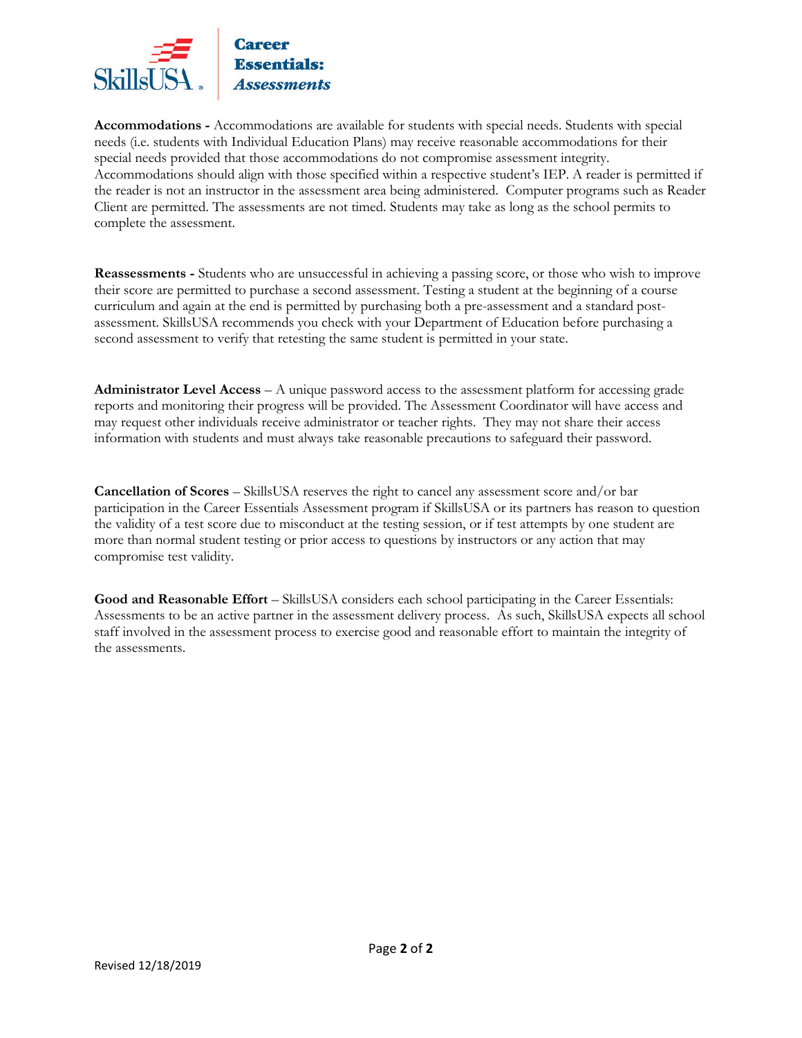**Accommodations -** Accommodations are available for students with special needs. Students with special needs (i.e. students with Individual Education Plans) may receive reasonable accommodations for their special needs provided that those accommodations do not compromise assessment integrity. Accommodations should align with those specified within a respective student's IEP. A reader is permitted if the reader is not an instructor in the assessment area being administered. Computer programs such as Reader Client are permitted. The assessments are not timed. Students may take as long as the school permits to complete the assessment.

**Reassessments -** Students who are unsuccessful in achieving a passing score, or those who wish to improve their score are permitted to purchase a second assessment. Testing a student at the beginning of a course curriculum and again at the end is permitted by purchasing both a pre-assessment and a standard post-assessment. SkillsUSA recommends you check with your Department of Education before purchasing a second assessment to verify that retesting the same student is permitted in your state.

**Administrator Level Access** – A unique password access to the assessment platform for accessing grade reports and monitoring their progress will be provided. The Assessment Coordinator will have access and may request other individuals receive administrator or teacher rights. They may not share their access information with students and must always take reasonable precautions to safeguard their password.

**Cancellation of Scores** – SkillsUSA reserves the right to cancel any assessment score and/or bar participation in the Career Essentials Assessment program if SkillsUSA or its partners has reason to question the validity of a test score due to misconduct at the testing session, or if test attempts by one student are more than normal student testing or prior access to questions by instructors or any action that may compromise test validity.

**Good and Reasonable Effort** – SkillsUSA considers each school participating in the Career Essentials: Assessments to be an active partner in the assessment delivery process. As such, SkillsUSA expects all school staff involved in the assessment process to exercise good and reasonable effort to maintain the integrity of the assessments.

Revised 12/18/2019